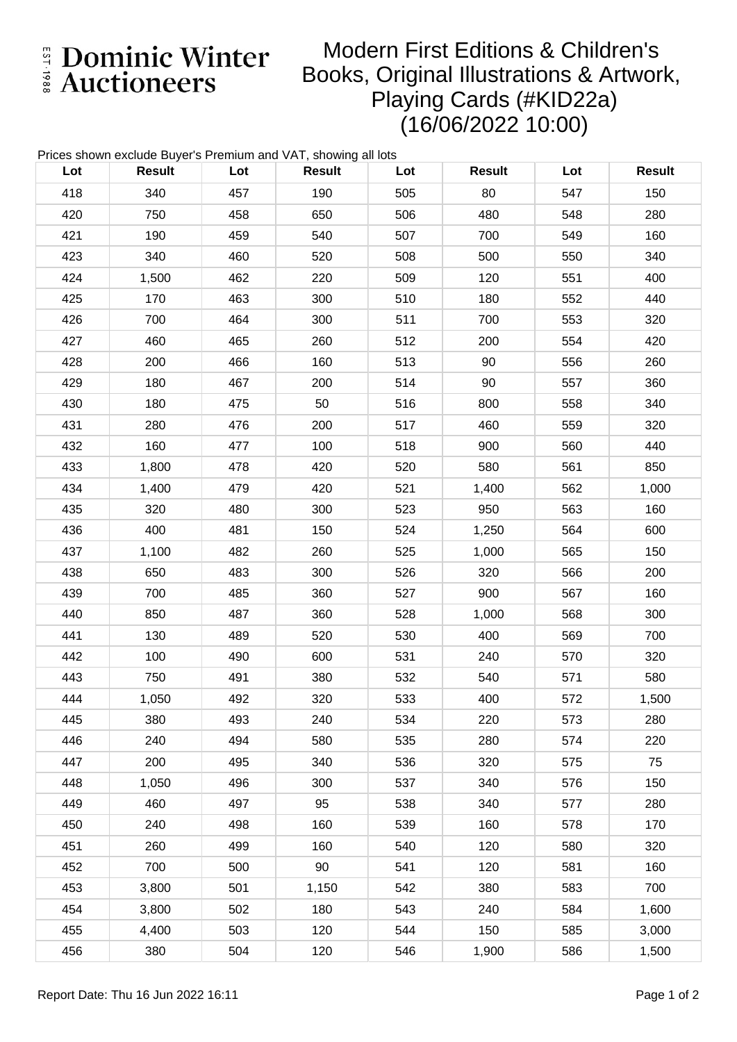Dominic Winter Auctioneers

EST 1988

# Modern First Editions & Children's Books, Original Illustrations & Artwork, Playing Cards (#KID22a) (16/06/2022 10:00)

Prices shown exclude Buyer's Premium and VAT, showing all lots

| Lot | Result | Lot | Result | Lot | Result | Lot | Result |
|---|---|---|---|---|---|---|---|
| 418 | 340 | 457 | 190 | 505 | 80 | 547 | 150 |
| 420 | 750 | 458 | 650 | 506 | 480 | 548 | 280 |
| 421 | 190 | 459 | 540 | 507 | 700 | 549 | 160 |
| 423 | 340 | 460 | 520 | 508 | 500 | 550 | 340 |
| 424 | 1,500 | 462 | 220 | 509 | 120 | 551 | 400 |
| 425 | 170 | 463 | 300 | 510 | 180 | 552 | 440 |
| 426 | 700 | 464 | 300 | 511 | 700 | 553 | 320 |
| 427 | 460 | 465 | 260 | 512 | 200 | 554 | 420 |
| 428 | 200 | 466 | 160 | 513 | 90 | 556 | 260 |
| 429 | 180 | 467 | 200 | 514 | 90 | 557 | 360 |
| 430 | 180 | 475 | 50 | 516 | 800 | 558 | 340 |
| 431 | 280 | 476 | 200 | 517 | 460 | 559 | 320 |
| 432 | 160 | 477 | 100 | 518 | 900 | 560 | 440 |
| 433 | 1,800 | 478 | 420 | 520 | 580 | 561 | 850 |
| 434 | 1,400 | 479 | 420 | 521 | 1,400 | 562 | 1,000 |
| 435 | 320 | 480 | 300 | 523 | 950 | 563 | 160 |
| 436 | 400 | 481 | 150 | 524 | 1,250 | 564 | 600 |
| 437 | 1,100 | 482 | 260 | 525 | 1,000 | 565 | 150 |
| 438 | 650 | 483 | 300 | 526 | 320 | 566 | 200 |
| 439 | 700 | 485 | 360 | 527 | 900 | 567 | 160 |
| 440 | 850 | 487 | 360 | 528 | 1,000 | 568 | 300 |
| 441 | 130 | 489 | 520 | 530 | 400 | 569 | 700 |
| 442 | 100 | 490 | 600 | 531 | 240 | 570 | 320 |
| 443 | 750 | 491 | 380 | 532 | 540 | 571 | 580 |
| 444 | 1,050 | 492 | 320 | 533 | 400 | 572 | 1,500 |
| 445 | 380 | 493 | 240 | 534 | 220 | 573 | 280 |
| 446 | 240 | 494 | 580 | 535 | 280 | 574 | 220 |
| 447 | 200 | 495 | 340 | 536 | 320 | 575 | 75 |
| 448 | 1,050 | 496 | 300 | 537 | 340 | 576 | 150 |
| 449 | 460 | 497 | 95 | 538 | 340 | 577 | 280 |
| 450 | 240 | 498 | 160 | 539 | 160 | 578 | 170 |
| 451 | 260 | 499 | 160 | 540 | 120 | 580 | 320 |
| 452 | 700 | 500 | 90 | 541 | 120 | 581 | 160 |
| 453 | 3,800 | 501 | 1,150 | 542 | 380 | 583 | 700 |
| 454 | 3,800 | 502 | 180 | 543 | 240 | 584 | 1,600 |
| 455 | 4,400 | 503 | 120 | 544 | 150 | 585 | 3,000 |
| 456 | 380 | 504 | 120 | 546 | 1,900 | 586 | 1,500 |

Report Date: Thu 16 Jun 2022 16:11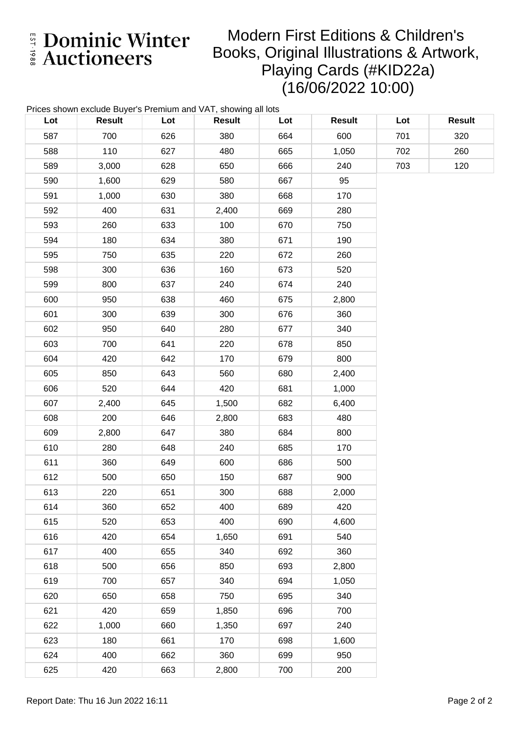# Dominic Winter Auctioneers

EST 1988

## Modern First Editions & Children's Books, Original Illustrations & Artwork, Playing Cards (#KID22a) (16/06/2022 10:00)

Prices shown exclude Buyer's Premium and VAT, showing all lots

| Lot | Result | Lot | Result | Lot | Result | Lot | Result |
|---|---|---|---|---|---|---|---|
| 587 | 700 | 626 | 380 | 664 | 600 | 701 | 320 |
| 588 | 110 | 627 | 480 | 665 | 1,050 | 702 | 260 |
| 589 | 3,000 | 628 | 650 | 666 | 240 | 703 | 120 |
| 590 | 1,600 | 629 | 580 | 667 | 95 | | |
| 591 | 1,000 | 630 | 380 | 668 | 170 | | |
| 592 | 400 | 631 | 2,400 | 669 | 280 | | |
| 593 | 260 | 633 | 100 | 670 | 750 | | |
| 594 | 180 | 634 | 380 | 671 | 190 | | |
| 595 | 750 | 635 | 220 | 672 | 260 | | |
| 598 | 300 | 636 | 160 | 673 | 520 | | |
| 599 | 800 | 637 | 240 | 674 | 240 | | |
| 600 | 950 | 638 | 460 | 675 | 2,800 | | |
| 601 | 300 | 639 | 300 | 676 | 360 | | |
| 602 | 950 | 640 | 280 | 677 | 340 | | |
| 603 | 700 | 641 | 220 | 678 | 850 | | |
| 604 | 420 | 642 | 170 | 679 | 800 | | |
| 605 | 850 | 643 | 560 | 680 | 2,400 | | |
| 606 | 520 | 644 | 420 | 681 | 1,000 | | |
| 607 | 2,400 | 645 | 1,500 | 682 | 6,400 | | |
| 608 | 200 | 646 | 2,800 | 683 | 480 | | |
| 609 | 2,800 | 647 | 380 | 684 | 800 | | |
| 610 | 280 | 648 | 240 | 685 | 170 | | |
| 611 | 360 | 649 | 600 | 686 | 500 | | |
| 612 | 500 | 650 | 150 | 687 | 900 | | |
| 613 | 220 | 651 | 300 | 688 | 2,000 | | |
| 614 | 360 | 652 | 400 | 689 | 420 | | |
| 615 | 520 | 653 | 400 | 690 | 4,600 | | |
| 616 | 420 | 654 | 1,650 | 691 | 540 | | |
| 617 | 400 | 655 | 340 | 692 | 360 | | |
| 618 | 500 | 656 | 850 | 693 | 2,800 | | |
| 619 | 700 | 657 | 340 | 694 | 1,050 | | |
| 620 | 650 | 658 | 750 | 695 | 340 | | |
| 621 | 420 | 659 | 1,850 | 696 | 700 | | |
| 622 | 1,000 | 660 | 1,350 | 697 | 240 | | |
| 623 | 180 | 661 | 170 | 698 | 1,600 | | |
| 624 | 400 | 662 | 360 | 699 | 950 | | |
| 625 | 420 | 663 | 2,800 | 700 | 200 | | |

Report Date: Thu 16 Jun 2022 16:11